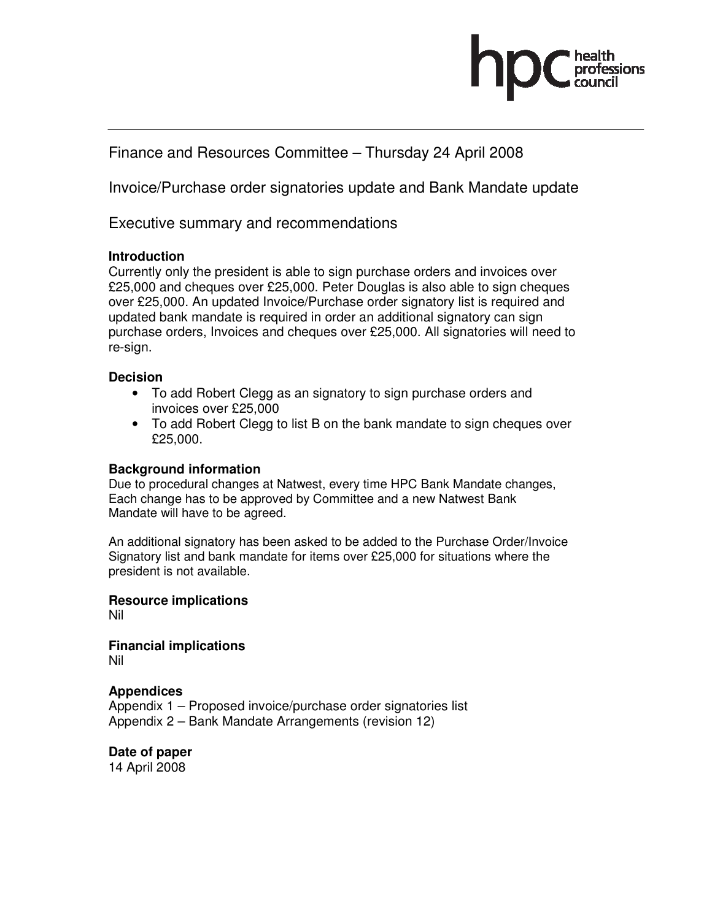Finance and Resources Committee – Thursday 24 April 2008

Invoice/Purchase order signatories update and Bank Mandate update

Executive summary and recommendations

**Introduction**
Currently only the president is able to sign purchase orders and invoices over £25,000 and cheques over £25,000. Peter Douglas is also able to sign cheques over £25,000. An updated Invoice/Purchase order signatory list is required and updated bank mandate is required in order an additional signatory can sign purchase orders, Invoices and cheques over £25,000. All signatories will need to re-sign.

**Decision**

- To add Robert Clegg as an signatory to sign purchase orders and invoices over £25,000
- To add Robert Clegg to list B on the bank mandate to sign cheques over £25,000.

**Background information**
Due to procedural changes at Natwest, every time HPC Bank Mandate changes, Each change has to be approved by Committee and a new Natwest Bank Mandate will have to be agreed.

An additional signatory has been asked to be added to the Purchase Order/Invoice Signatory list and bank mandate for items over £25,000 for situations where the president is not available.

**Resource implications**
Nil

**Financial implications**
Nil

**Appendices**
Appendix 1 – Proposed invoice/purchase order signatories list
Appendix 2 – Bank Mandate Arrangements (revision 12)

**Date of paper**
14 April 2008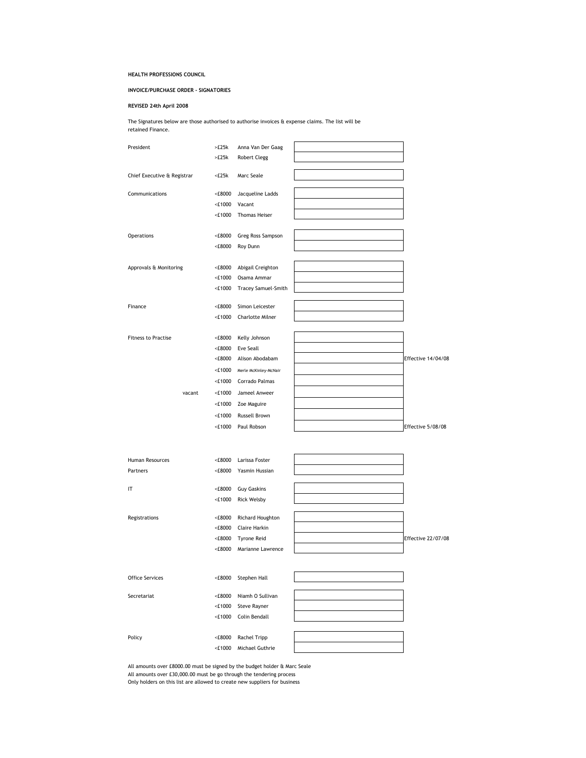**HEALTH PROFESSIONS COUNCIL**

**INVOICE/PURCHASE ORDER - SIGNATORIES**

**REVISED 24th April 2008**

The Signatures below are those authorised to authorise invoices & expense claims. The list will be retained Finance.

| Department | Limit | Name | Signature | Note |
|---|---|---|---|---|
| President | >£25k | Anna Van Der Gaag | | |
| | >£25k | Robert Clegg | | |
| Chief Executive & Registrar | <£25k | Marc Seale | | |
| Communications | <£8000 | Jacqueline Ladds | | |
| | <£1000 | Vacant | | |
| | <£1000 | Thomas Heiser | | |
| Operations | <£8000 | Greg Ross Sampson | | |
| | <£8000 | Roy Dunn | | |
| Approvals & Monitoring | <£8000 | Abigail Creighton | | |
| | <£1000 | Osama Ammar | | |
| | <£1000 | Tracey Samuel-Smith | | |
| Finance | <£8000 | Simon Leicester | | |
| | <£1000 | Charlotte Milner | | |
| Fitness to Practise | <£8000 | Kelly Johnson | | |
| | <£8000 | Eve Seall | | |
| | <£8000 | Alison Abodabam | | Effective 14/04/08 |
| | <£1000 | Merle McKinley-McNair | | |
| | <£1000 | Corrado Palmas | | |
| vacant | <£1000 | Jameel Anweer | | |
| | <£1000 | Zoe Maguire | | |
| | <£1000 | Russell Brown | | |
| | <£1000 | Paul Robson | | Effective 5/08/08 |
| Human Resources | <£8000 | Larissa Foster | | |
| Partners | <£8000 | Yasmin Hussian | | |
| IT | <£8000 | Guy Gaskins | | |
| | <£1000 | Rick Welsby | | |
| Registrations | <£8000 | Richard Houghton | | |
| | <£8000 | Claire Harkin | | |
| | <£8000 | Tyrone Reid | | Effective 22/07/08 |
| | <£8000 | Marianne Lawrence | | |
| Office Services | <£8000 | Stephen Hall | | |
| Secretariat | <£8000 | Niamh O Sullivan | | |
| | <£1000 | Steve Rayner | | |
| | <£1000 | Colin Bendall | | |
| Policy | <£8000 | Rachel Tripp | | |
| | <£1000 | Michael Guthrie | | |

All amounts over £8000.00 must be signed by the budget holder & Marc Seale
All amounts over £30,000.00 must be go through the tendering process
Only holders on this list are allowed to create new suppliers for business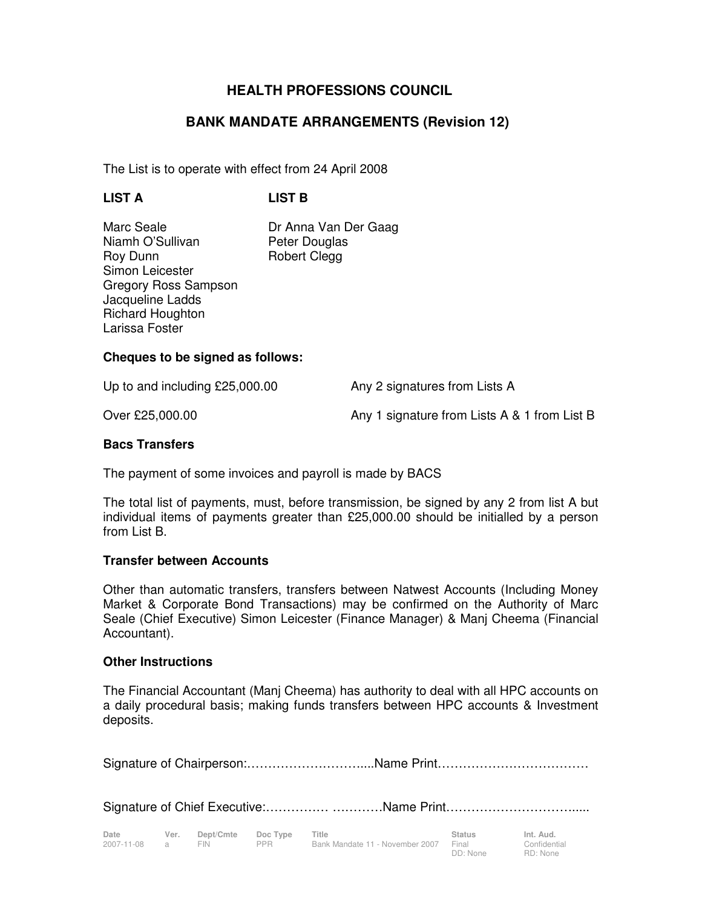# HEALTH PROFESSIONS COUNCIL

## BANK MANDATE ARRANGEMENTS (Revision 12)

The List is to operate with effect from 24 April 2008

| **LIST A** | **LIST B** |
|---|---|
| Marc Seale | Dr Anna Van Der Gaag |
| Niamh O'Sullivan | Peter Douglas |
| Roy Dunn | Robert Clegg |
| Simon Leicester | |
| Gregory Ross Sampson | |
| Jacqueline Ladds | |
| Richard Houghton | |
| Larissa Foster | |

**Cheques to be signed as follows:**

| | |
|---|---|
| Up to and including £25,000.00 | Any 2 signatures from Lists A |
| Over £25,000.00 | Any 1 signature from Lists A & 1 from List B |

**Bacs Transfers**

The payment of some invoices and payroll is made by BACS

The total list of payments, must, before transmission, be signed by any 2 from list A but individual items of payments greater than £25,000.00 should be initialled by a person from List B.

**Transfer between Accounts**

Other than automatic transfers, transfers between Natwest Accounts (Including Money Market & Corporate Bond Transactions) may be confirmed on the Authority of Marc Seale (Chief Executive) Simon Leicester (Finance Manager) & Manj Cheema (Financial Accountant).

**Other Instructions**

The Financial Accountant (Manj Cheema) has authority to deal with all HPC accounts on a daily procedural basis; making funds transfers between HPC accounts & Investment deposits.

Signature of Chairperson:………………………....Name Print……………………………

Signature of Chief Executive:…………… …………Name Print…………………………....

| Date | Ver. | Dept/Cmte | Doc Type | Title | Status | Int. Aud. |
|---|---|---|---|---|---|---|
| 2007-11-08 | a | FIN | PPR | Bank Mandate 11 - November 2007 | Final<br>DD: None | Confidential<br>RD: None |